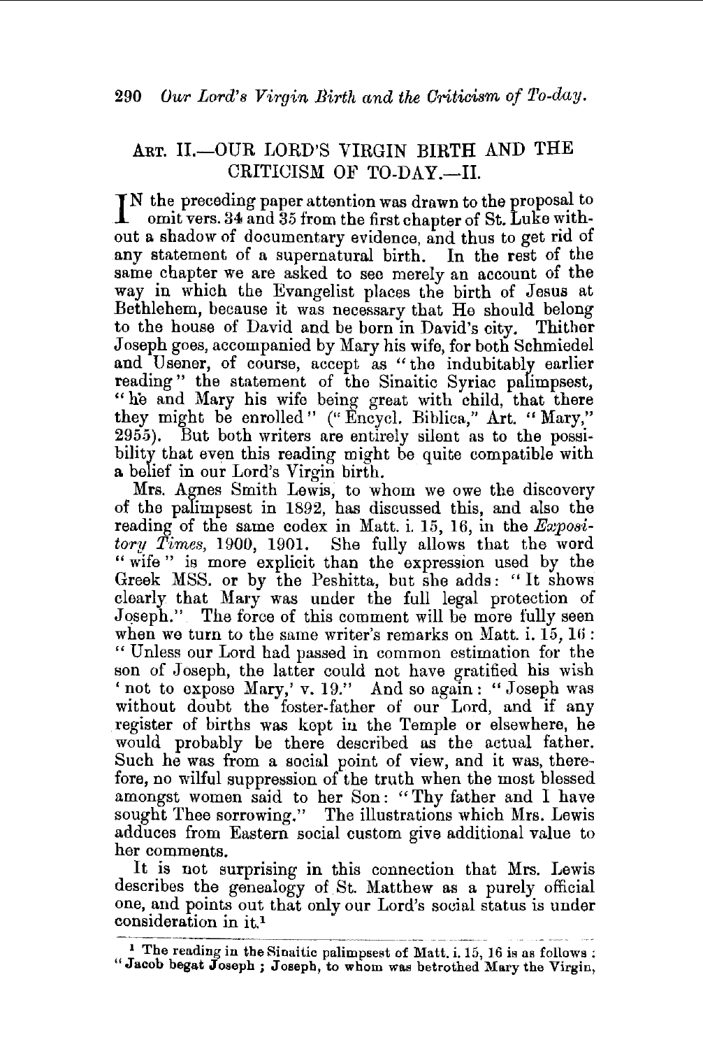## ART. II.—OUR LORD'S VIRGIN BIRTH AND THE CRITICISM OF TO-DAY.—II.

IN the preceding paper attention was drawn to the proposal to omit vers. 34 and 35 from the first chapter of St. Luke without a shadow of documentary evidence, and thus to get rid of any statement of a supernatural birth. In the rest of the same chapter we are asked to see merely an account of the way in which the Evangelist places the birth of Jesus at Bethlehem, because it was necessary that He should belong to the house of David and be born in David's city. Thither Joseph goes, accompanied by Mary his wife, for both Schmiedel and Usener, of course, accept as "the indubitably earlier reading" the statement of the Sinaitic Syriac palimpsest, "he and Mary his wife being great with child, that there they might be enrolled" ("Encycl. Biblica," Art. "Mary," 2955). But both writers are entirely silent as to the possibility that even this reading might be quite compatible with a belief in our Lord's Virgin birth.

Mrs. Agnes Smith Lewis, to whom we owe the discovery of the palimpsest in 1892, has discussed this, and also the reading of the same codex in Matt. i. 15, 16, in the *Expository Times*, 1900, 1901. She fully allows that the word "wife" is more explicit than the expression used by the Greek MSS. or by the Peshitta, but she adds: "It shows clearly that Mary was under the full legal protection of Joseph." The force of this comment will be more fully seen when we turn to the same writer's remarks on Matt. i. 15, 16: "Unless our Lord had passed in common estimation for the son of Joseph, the latter could not have gratified his wish 'not to expose Mary,' v. 19." And so again: "Joseph was without doubt the foster-father of our Lord, and if any register of births was kept in the Temple or elsewhere, he would probably be there described as the actual father. Such he was from a social point of view, and it was, therefore, no wilful suppression of the truth when the most blessed amongst women said to her Son: "Thy father and I have sought Thee sorrowing." The illustrations which Mrs. Lewis adduces from Eastern social custom give additional value to her comments.

It is not surprising in this connection that Mrs. Lewis describes the genealogy of St. Matthew as a purely official one, and points out that only our Lord's social status is under consideration in it.[1]

---

[1] The reading in the Sinaitic palimpsest of Matt. i. 15, 16 is as follows: "Jacob begat Joseph; Joseph, to whom was betrothed Mary the Virgin,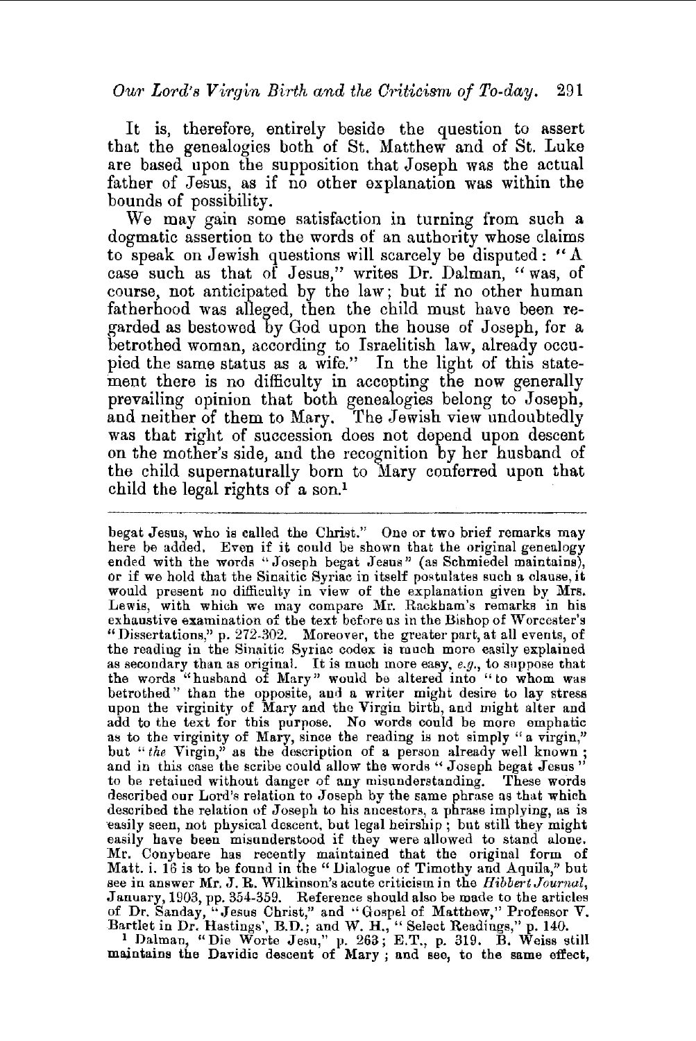It is, therefore, entirely beside the question to assert that the genealogies both of St. Matthew and of St. Luke are based upon the supposition that Joseph was the actual father of Jesus, as if no other explanation was within the bounds of possibility.

We may gain some satisfaction in turning from such a dogmatic assertion to the words of an authority whose claims to speak on Jewish questions will scarcely be disputed: "A case such as that of Jesus," writes Dr. Dalman, "was, of course, not anticipated by the law; but if no other human fatherhood was alleged, then the child must have been regarded as bestowed by God upon the house of Joseph, for a betrothed woman, according to Israelitish law, already occupied the same status as a wife." In the light of this statement there is no difficulty in accepting the now generally prevailing opinion that both genealogies belong to Joseph, and neither of them to Mary. The Jewish view undoubtedly was that right of succession does not depend upon descent on the mother's side, and the recognition by her husband of the child supernaturally born to Mary conferred upon that child the legal rights of a son.[1]

---

begat Jesus, who is called the Christ." One or two brief remarks may here be added. Even if it could be shown that the original genealogy ended with the words "Joseph begat Jesus" (as Schmiedel maintains), or if we hold that the Sinaitic Syriac in itself postulates such a clause, it would present no difficulty in view of the explanation given by Mrs. Lewis, with which we may compare Mr. Rackham's remarks in his exhaustive examination of the text before us in the Bishop of Worcester's "Dissertations," p. 272-302. Moreover, the greater part, at all events, of the reading in the Sinaitic Syriac codex is much more easily explained as secondary than as original. It is much more easy, *e.g.*, to suppose that the words "husband of Mary" would be altered into "to whom was betrothed" than the opposite, and a writer might desire to lay stress upon the virginity of Mary and the Virgin birth, and might alter and add to the text for this purpose. No words could be more emphatic as to the virginity of Mary, since the reading is not simply "a virgin," but "*the* Virgin," as the description of a person already well known; and in this case the scribe could allow the words "Joseph begat Jesus" to be retained without danger of any misunderstanding. These words described our Lord's relation to Joseph by the same phrase as that which described the relation of Joseph to his ancestors, a phrase implying, as is easily seen, not physical descent, but legal heirship; but still they might easily have been misunderstood if they were allowed to stand alone. Mr. Conybeare has recently maintained that the original form of Matt. i. 16 is to be found in the "Dialogue of Timothy and Aquila," but see in answer Mr. J. R. Wilkinson's acute criticism in the *Hibbert Journal*, January, 1903, pp. 354-359. Reference should also be made to the articles of Dr. Sanday, "Jesus Christ," and "Gospel of Matthew," Professor V. Bartlet in Dr. Hastings', B.D.; and W. H., "Select Readings," p. 140.

[1] Dalman, "Die Worte Jesu," p. 263; E.T., p. 319. B. Weiss still maintains the Davidic descent of Mary; and see, to the same effect,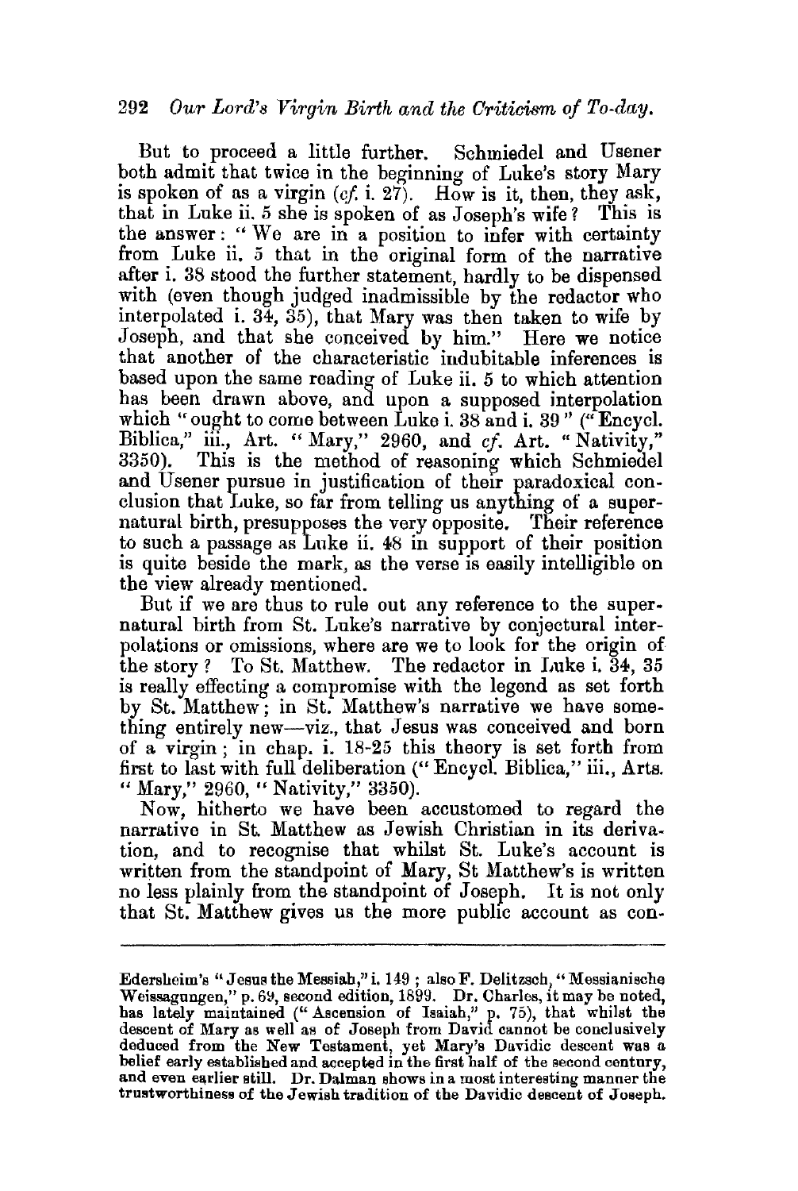But to proceed a little further. Schmiedel and Usener both admit that twice in the beginning of Luke's story Mary is spoken of as a virgin (*cf.* i. 27). How is it, then, they ask, that in Luke ii. 5 she is spoken of as Joseph's wife? This is the answer: "We are in a position to infer with certainty from Luke ii. 5 that in the original form of the narrative after i. 38 stood the further statement, hardly to be dispensed with (even though judged inadmissible by the redactor who interpolated i. 34, 35), that Mary was then taken to wife by Joseph, and that she conceived by him." Here we notice that another of the characteristic indubitable inferences is based upon the same reading of Luke ii. 5 to which attention has been drawn above, and upon a supposed interpolation which "ought to come between Luke i. 38 and i. 39" ("Encycl. Biblica," iii., Art. "Mary," 2960, and *cf.* Art. "Nativity," 3350). This is the method of reasoning which Schmiedel and Usener pursue in justification of their paradoxical conclusion that Luke, so far from telling us anything of a supernatural birth, presupposes the very opposite. Their reference to such a passage as Luke ii. 48 in support of their position is quite beside the mark, as the verse is easily intelligible on the view already mentioned.

But if we are thus to rule out any reference to the supernatural birth from St. Luke's narrative by conjectural interpolations or omissions, where are we to look for the origin of the story? To St. Matthew. The redactor in Luke i. 34, 35 is really effecting a compromise with the legend as set forth by St. Matthew; in St. Matthew's narrative we have something entirely new—viz., that Jesus was conceived and born of a virgin; in chap. i. 18-25 this theory is set forth from first to last with full deliberation ("Encycl. Biblica," iii., Arts. "Mary," 2960, "Nativity," 3350).

Now, hitherto we have been accustomed to regard the narrative in St. Matthew as Jewish Christian in its derivation, and to recognise that whilst St. Luke's account is written from the standpoint of Mary, St Matthew's is written no less plainly from the standpoint of Joseph. It is not only that St. Matthew gives us the more public account as con-

---

Edersheim's "Jesus the Messiah," i. 149; also F. Delitzsch, "Messianische Weissagungen," p. 69, second edition, 1899. Dr. Charles, it may be noted, has lately maintained ("Ascension of Isaiah," p. 75), that whilst the descent of Mary as well as of Joseph from David cannot be conclusively deduced from the New Testament, yet Mary's Davidic descent was a belief early established and accepted in the first half of the second century, and even earlier still. Dr. Dalman shows in a most interesting manner the trustworthiness of the Jewish tradition of the Davidic descent of Joseph.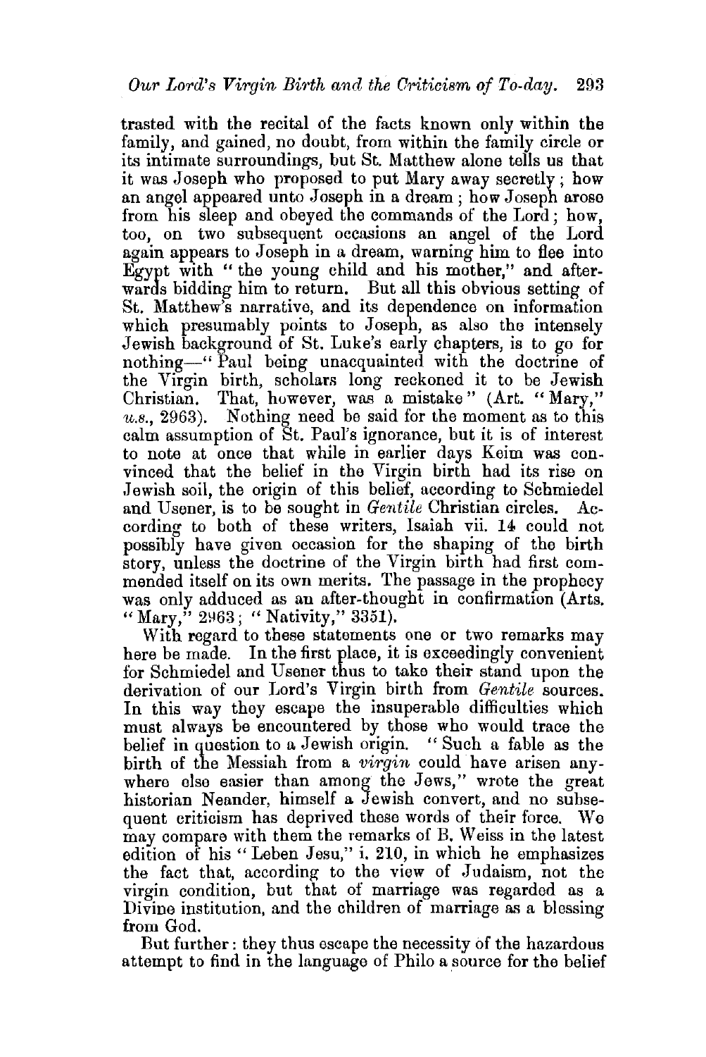trasted with the recital of the facts known only within the family, and gained, no doubt, from within the family circle or its intimate surroundings, but St. Matthew alone tells us that it was Joseph who proposed to put Mary away secretly; how an angel appeared unto Joseph in a dream; how Joseph arose from his sleep and obeyed the commands of the Lord; how, too, on two subsequent occasions an angel of the Lord again appears to Joseph in a dream, warning him to flee into Egypt with "the young child and his mother," and afterwards bidding him to return. But all this obvious setting of St. Matthew's narrative, and its dependence on information which presumably points to Joseph, as also the intensely Jewish background of St. Luke's early chapters, is to go for nothing—"Paul being unacquainted with the doctrine of the Virgin birth, scholars long reckoned it to be Jewish Christian. That, however, was a mistake" (Art. "Mary," *u.s.*, 2963). Nothing need be said for the moment as to this calm assumption of St. Paul's ignorance, but it is of interest to note at once that while in earlier days Keim was convinced that the belief in the Virgin birth had its rise on Jewish soil, the origin of this belief, according to Schmiedel and Usener, is to be sought in *Gentile* Christian circles. According to both of these writers, Isaiah vii. 14 could not possibly have given occasion for the shaping of the birth story, unless the doctrine of the Virgin birth had first commended itself on its own merits. The passage in the prophecy was only adduced as an after-thought in confirmation (Arts. "Mary," 2963; "Nativity," 3351).

With regard to these statements one or two remarks may here be made. In the first place, it is exceedingly convenient for Schmiedel and Usener thus to take their stand upon the derivation of our Lord's Virgin birth from *Gentile* sources. In this way they escape the insuperable difficulties which must always be encountered by those who would trace the belief in question to a Jewish origin. "Such a fable as the birth of the Messiah from a *virgin* could have arisen anywhere else easier than among the Jews," wrote the great historian Neander, himself a Jewish convert, and no subsequent criticism has deprived these words of their force. We may compare with them the remarks of B. Weiss in the latest edition of his "Leben Jesu," i. 210, in which he emphasizes the fact that, according to the view of Judaism, not the virgin condition, but that of marriage was regarded as a Divine institution, and the children of marriage as a blessing from God.

But further: they thus escape the necessity of the hazardous attempt to find in the language of Philo a source for the belief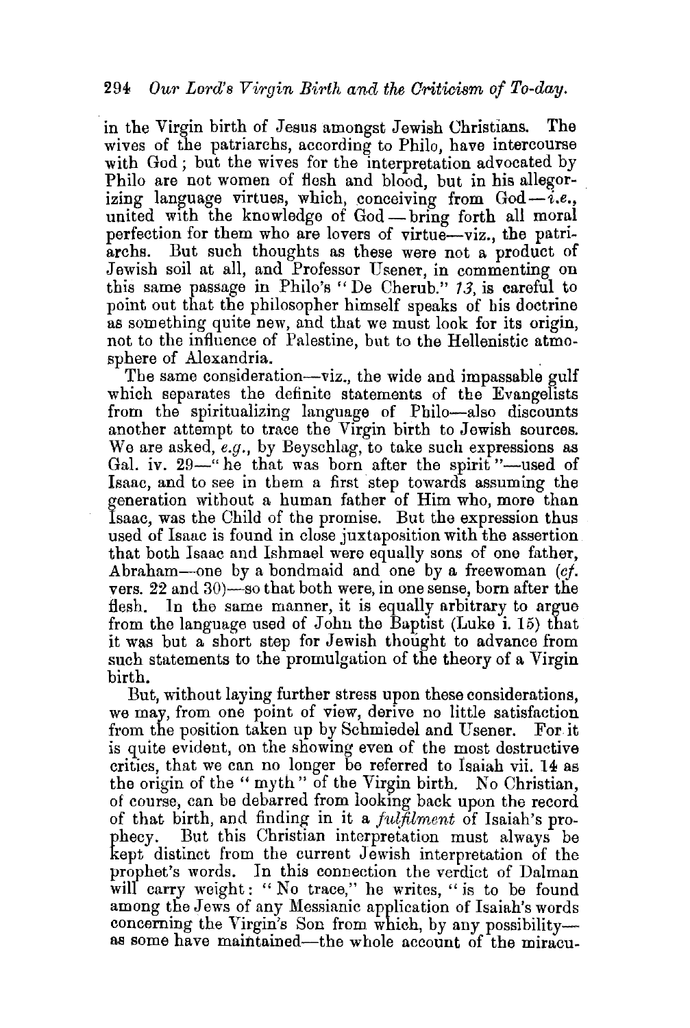in the Virgin birth of Jesus amongst Jewish Christians. The wives of the patriarchs, according to Philo, have intercourse with God; but the wives for the interpretation advocated by Philo are not women of flesh and blood, but in his allegorizing language virtues, which, conceiving from God—*i.e.*, united with the knowledge of God—bring forth all moral perfection for them who are lovers of virtue—viz., the patriarchs. But such thoughts as these were not a product of Jewish soil at all, and Professor Usener, in commenting on this same passage in Philo's "De Cherub." *13*, is careful to point out that the philosopher himself speaks of his doctrine as something quite new, and that we must look for its origin, not to the influence of Palestine, but to the Hellenistic atmosphere of Alexandria.

The same consideration—viz., the wide and impassable gulf which separates the definite statements of the Evangelists from the spiritualizing language of Philo—also discounts another attempt to trace the Virgin birth to Jewish sources. We are asked, *e.g.*, by Beyschlag, to take such expressions as Gal. iv. 29—"he that was born after the spirit"—used of Isaac, and to see in them a first step towards assuming the generation without a human father of Him who, more than Isaac, was the Child of the promise. But the expression thus used of Isaac is found in close juxtaposition with the assertion that both Isaac and Ishmael were equally sons of one father, Abraham—one by a bondmaid and one by a freewoman (*cf.* vers. 22 and 30)—so that both were, in one sense, born after the flesh. In the same manner, it is equally arbitrary to argue from the language used of John the Baptist (Luke i. 15) that it was but a short step for Jewish thought to advance from such statements to the promulgation of the theory of a Virgin birth.

But, without laying further stress upon these considerations, we may, from one point of view, derive no little satisfaction from the position taken up by Schmiedel and Usener. For it is quite evident, on the showing even of the most destructive critics, that we can no longer be referred to Isaiah vii. 14 as the origin of the "myth" of the Virgin birth. No Christian, of course, can be debarred from looking back upon the record of that birth, and finding in it a *fulfilment* of Isaiah's prophecy. But this Christian interpretation must always be kept distinct from the current Jewish interpretation of the prophet's words. In this connection the verdict of Dalman will carry weight: "No trace," he writes, "is to be found among the Jews of any Messianic application of Isaiah's words concerning the Virgin's Son from which, by any possibility—as some have maintained—the whole account of the miracu-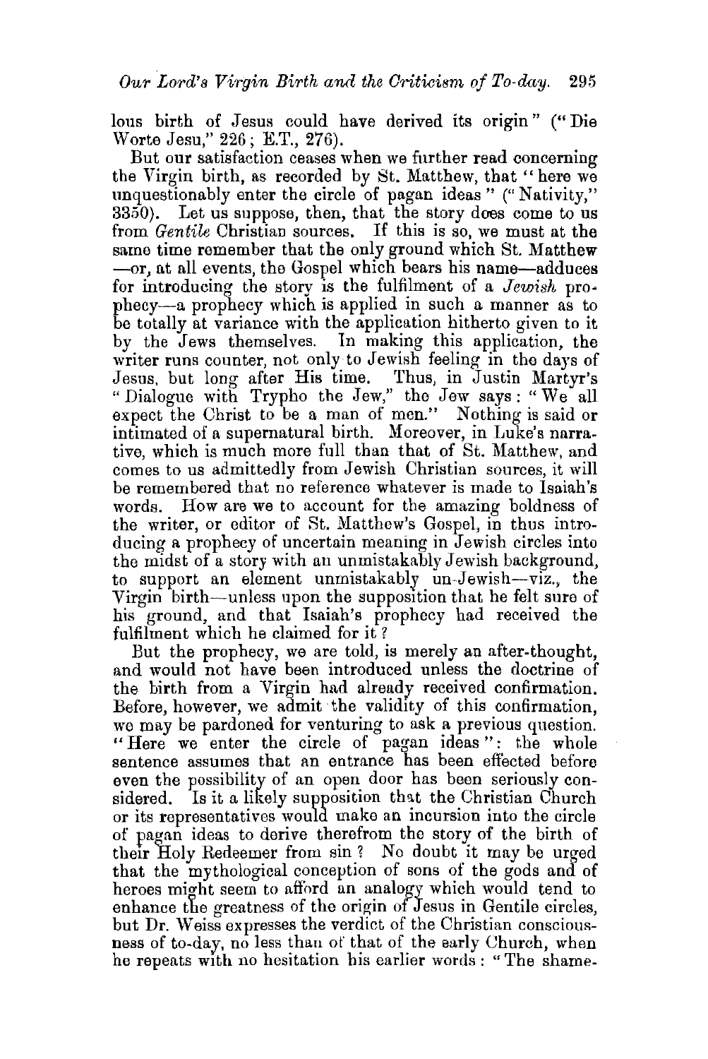lous birth of Jesus could have derived its origin" ("Die Worte Jesu," 226; E.T., 276).

But our satisfaction ceases when we further read concerning the Virgin birth, as recorded by St. Matthew, that "here we unquestionably enter the circle of pagan ideas" ("Nativity," 3350). Let us suppose, then, that the story does come to us from *Gentile* Christian sources. If this is so, we must at the same time remember that the only ground which St. Matthew —or, at all events, the Gospel which bears his name—adduces for introducing the story is the fulfilment of a *Jewish* prophecy—a prophecy which is applied in such a manner as to be totally at variance with the application hitherto given to it by the Jews themselves. In making this application, the writer runs counter, not only to Jewish feeling in the days of Jesus, but long after His time. Thus, in Justin Martyr's "Dialogue with Trypho the Jew," the Jew says: "We all expect the Christ to be a man of men." Nothing is said or intimated of a supernatural birth. Moreover, in Luke's narrative, which is much more full than that of St. Matthew, and comes to us admittedly from Jewish Christian sources, it will be remembered that no reference whatever is made to Isaiah's words. How are we to account for the amazing boldness of the writer, or editor of St. Matthew's Gospel, in thus introducing a prophecy of uncertain meaning in Jewish circles into the midst of a story with an unmistakably Jewish background, to support an element unmistakably un-Jewish—viz., the Virgin birth—unless upon the supposition that he felt sure of his ground, and that Isaiah's prophecy had received the fulfilment which he claimed for it?

But the prophecy, we are told, is merely an after-thought, and would not have been introduced unless the doctrine of the birth from a Virgin had already received confirmation. Before, however, we admit the validity of this confirmation, we may be pardoned for venturing to ask a previous question. "Here we enter the circle of pagan ideas": the whole sentence assumes that an entrance has been effected before even the possibility of an open door has been seriously considered. Is it a likely supposition that the Christian Church or its representatives would make an incursion into the circle of pagan ideas to derive therefrom the story of the birth of their Holy Redeemer from sin? No doubt it may be urged that the mythological conception of sons of the gods and of heroes might seem to afford an analogy which would tend to enhance the greatness of the origin of Jesus in Gentile circles, but Dr. Weiss expresses the verdict of the Christian consciousness of to-day, no less than of that of the early Church, when he repeats with no hesitation his earlier words: "The shame-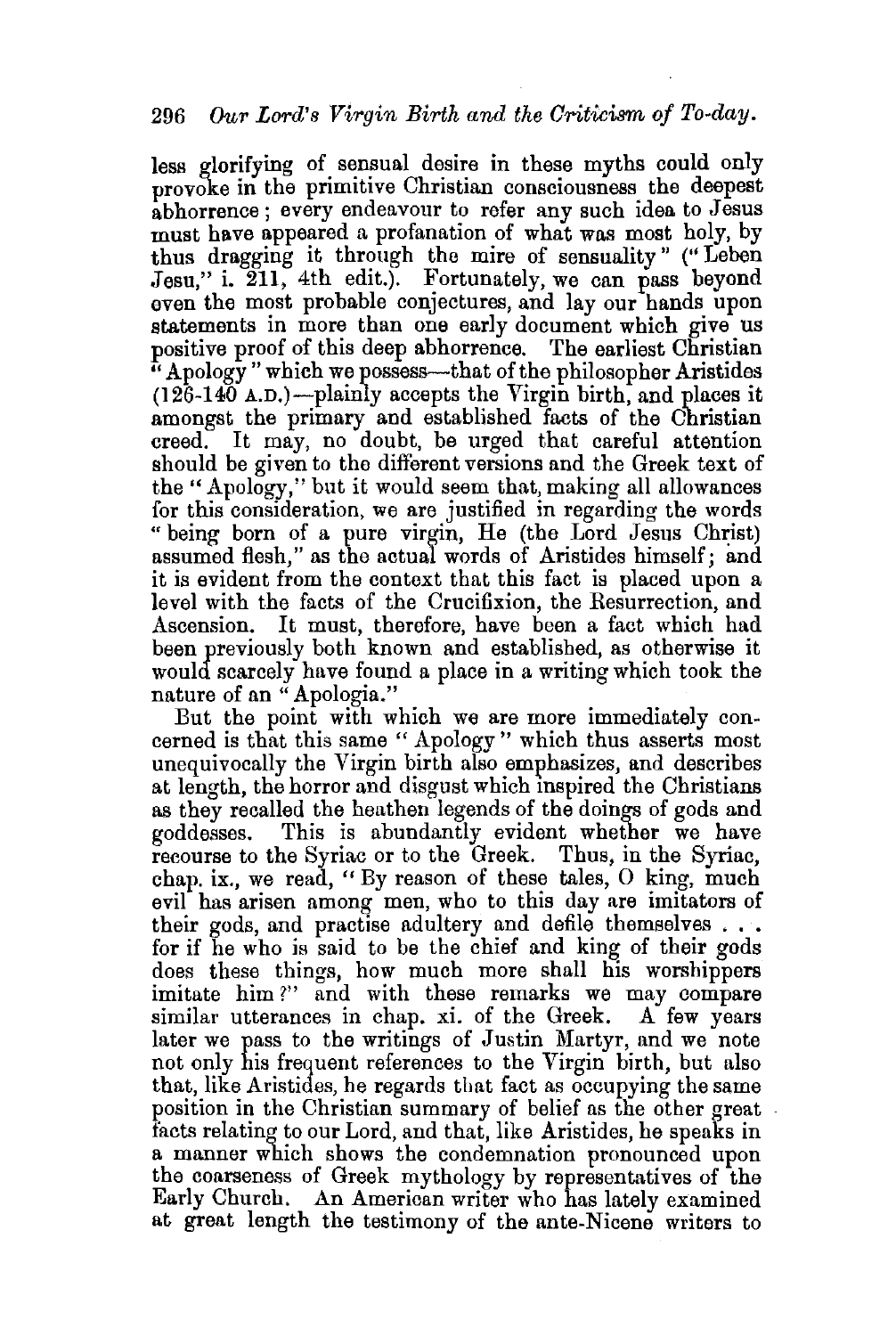less glorifying of sensual desire in these myths could only provoke in the primitive Christian consciousness the deepest abhorrence; every endeavour to refer any such idea to Jesus must have appeared a profanation of what was most holy, by thus dragging it through the mire of sensuality" ("Leben Jesu," i. 211, 4th edit.). Fortunately, we can pass beyond even the most probable conjectures, and lay our hands upon statements in more than one early document which give us positive proof of this deep abhorrence. The earliest Christian "Apology" which we possess—that of the philosopher Aristides (126-140 A.D.)—plainly accepts the Virgin birth, and places it amongst the primary and established facts of the Christian creed. It may, no doubt, be urged that careful attention should be given to the different versions and the Greek text of the "Apology," but it would seem that, making all allowances for this consideration, we are justified in regarding the words "being born of a pure virgin, He (the Lord Jesus Christ) assumed flesh," as the actual words of Aristides himself; and it is evident from the context that this fact is placed upon a level with the facts of the Crucifixion, the Resurrection, and Ascension. It must, therefore, have been a fact which had been previously both known and established, as otherwise it would scarcely have found a place in a writing which took the nature of an "Apologia."

But the point with which we are more immediately concerned is that this same "Apology" which thus asserts most unequivocally the Virgin birth also emphasizes, and describes at length, the horror and disgust which inspired the Christians as they recalled the heathen legends of the doings of gods and goddesses. This is abundantly evident whether we have recourse to the Syriac or to the Greek. Thus, in the Syriac, chap. ix., we read, "By reason of these tales, O king, much evil has arisen among men, who to this day are imitators of their gods, and practise adultery and defile themselves . . . for if he who is said to be the chief and king of their gods does these things, how much more shall his worshippers imitate him?" and with these remarks we may compare similar utterances in chap. xi. of the Greek. A few years later we pass to the writings of Justin Martyr, and we note not only his frequent references to the Virgin birth, but also that, like Aristides, he regards that fact as occupying the same position in the Christian summary of belief as the other great facts relating to our Lord, and that, like Aristides, he speaks in a manner which shows the condemnation pronounced upon the coarseness of Greek mythology by representatives of the Early Church. An American writer who has lately examined at great length the testimony of the ante-Nicene writers to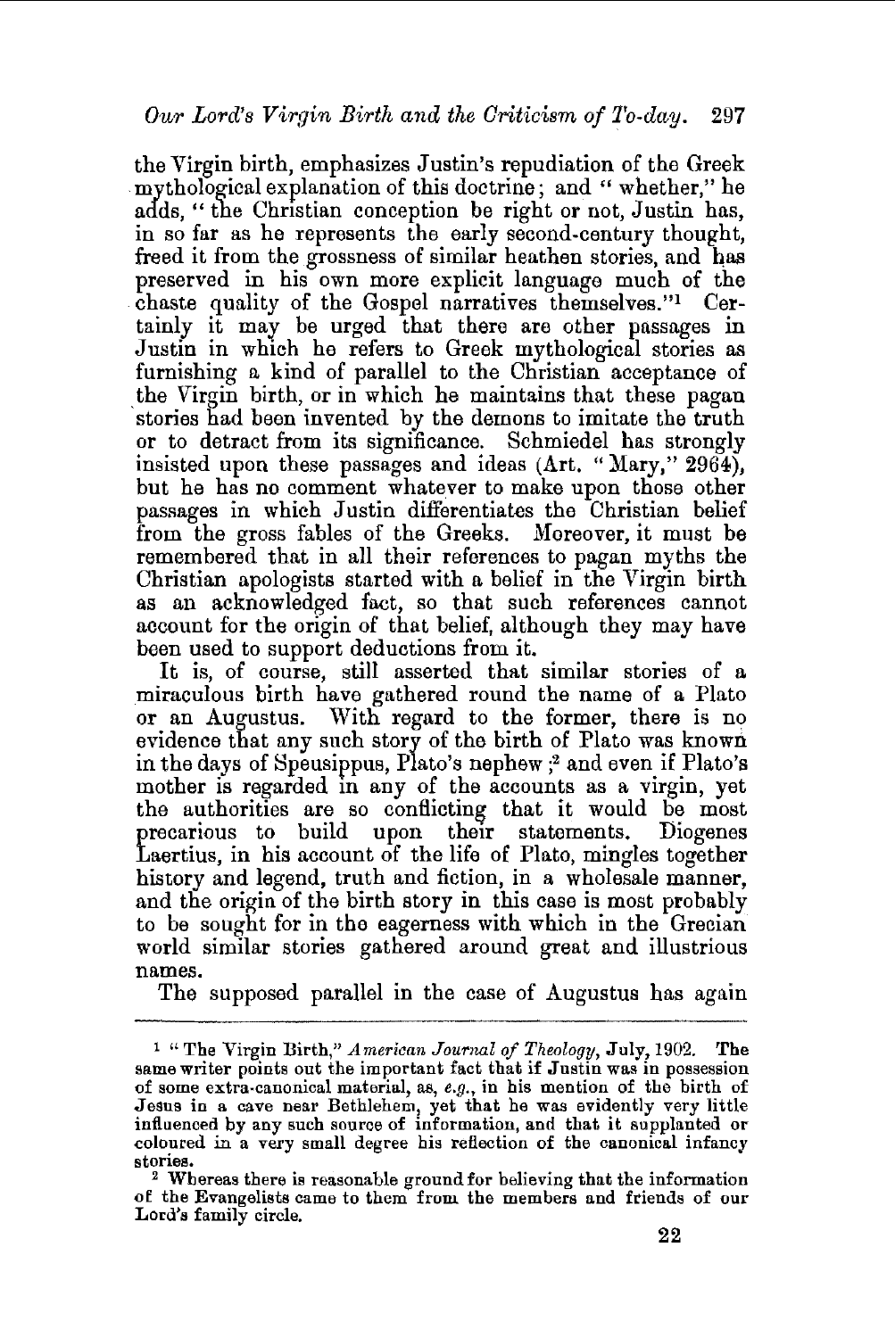the Virgin birth, emphasizes Justin's repudiation of the Greek mythological explanation of this doctrine; and "whether," he adds, "the Christian conception be right or not, Justin has, in so far as he represents the early second-century thought, freed it from the grossness of similar heathen stories, and has preserved in his own more explicit language much of the chaste quality of the Gospel narratives themselves."[1] Certainly it may be urged that there are other passages in Justin in which he refers to Greek mythological stories as furnishing a kind of parallel to the Christian acceptance of the Virgin birth, or in which he maintains that these pagan stories had been invented by the demons to imitate the truth or to detract from its significance. Schmiedel has strongly insisted upon these passages and ideas (Art. "Mary," 2964), but he has no comment whatever to make upon those other passages in which Justin differentiates the Christian belief from the gross fables of the Greeks. Moreover, it must be remembered that in all their references to pagan myths the Christian apologists started with a belief in the Virgin birth as an acknowledged fact, so that such references cannot account for the origin of that belief, although they may have been used to support deductions from it.

It is, of course, still asserted that similar stories of a miraculous birth have gathered round the name of a Plato or an Augustus. With regard to the former, there is no evidence that any such story of the birth of Plato was known in the days of Speusippus, Plato's nephew;[2] and even if Plato's mother is regarded in any of the accounts as a virgin, yet the authorities are so conflicting that it would be most precarious to build upon their statements. Diogenes Laertius, in his account of the life of Plato, mingles together history and legend, truth and fiction, in a wholesale manner, and the origin of the birth story in this case is most probably to be sought for in the eagerness with which in the Grecian world similar stories gathered around great and illustrious names.

The supposed parallel in the case of Augustus has again

---

[1] "The Virgin Birth," *American Journal of Theology*, July, 1902. The same writer points out the important fact that if Justin was in possession of some extra-canonical material, as, *e.g.*, in his mention of the birth of Jesus in a cave near Bethlehem, yet that he was evidently very little influenced by any such source of information, and that it supplanted or coloured in a very small degree his reflection of the canonical infancy stories.

[2] Whereas there is reasonable ground for believing that the information of the Evangelists came to them from the members and friends of our Lord's family circle.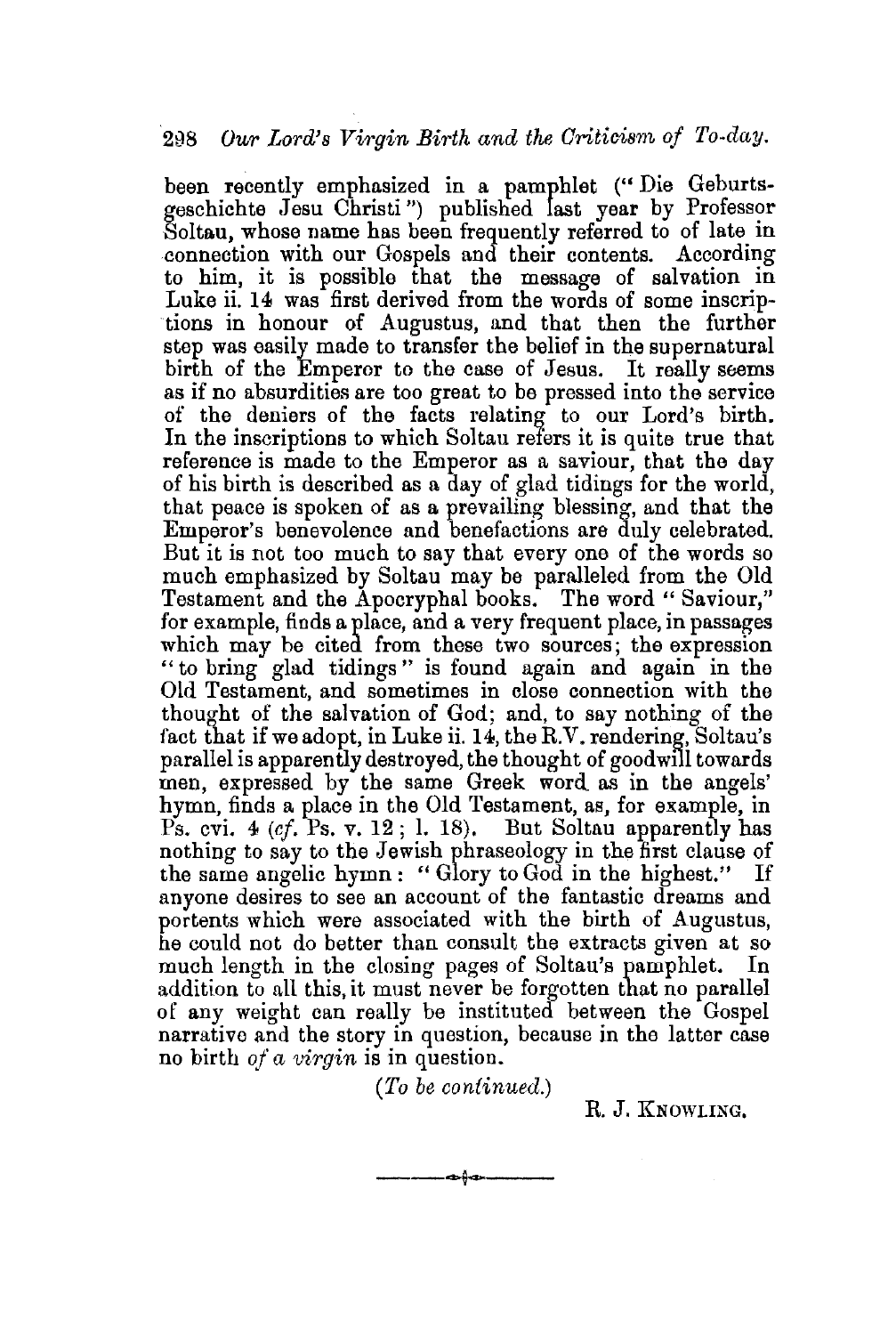been recently emphasized in a pamphlet ("Die Geburtsgeschichte Jesu Christi") published last year by Professor Soltau, whose name has been frequently referred to of late in connection with our Gospels and their contents. According to him, it is possible that the message of salvation in Luke ii. 14 was first derived from the words of some inscriptions in honour of Augustus, and that then the further step was easily made to transfer the belief in the supernatural birth of the Emperor to the case of Jesus. It really seems as if no absurdities are too great to be pressed into the service of the deniers of the facts relating to our Lord's birth. In the inscriptions to which Soltau refers it is quite true that reference is made to the Emperor as a saviour, that the day of his birth is described as a day of glad tidings for the world, that peace is spoken of as a prevailing blessing, and that the Emperor's benevolence and benefactions are duly celebrated. But it is not too much to say that every one of the words so much emphasized by Soltau may be paralleled from the Old Testament and the Apocryphal books. The word "Saviour," for example, finds a place, and a very frequent place, in passages which may be cited from these two sources; the expression "to bring glad tidings" is found again and again in the Old Testament, and sometimes in close connection with the thought of the salvation of God; and, to say nothing of the fact that if we adopt, in Luke ii. 14, the R.V. rendering, Soltau's parallel is apparently destroyed, the thought of goodwill towards men, expressed by the same Greek word as in the angels' hymn, finds a place in the Old Testament, as, for example, in Ps. cvi. 4 (*cf.* Ps. v. 12; l. 18). But Soltau apparently has nothing to say to the Jewish phraseology in the first clause of the same angelic hymn: "Glory to God in the highest." If anyone desires to see an account of the fantastic dreams and portents which were associated with the birth of Augustus, he could not do better than consult the extracts given at so much length in the closing pages of Soltau's pamphlet. In addition to all this, it must never be forgotten that no parallel of any weight can really be instituted between the Gospel narrative and the story in question, because in the latter case no birth *of a virgin* is in question.

(*To be continued.*)

R. J. Knowling.